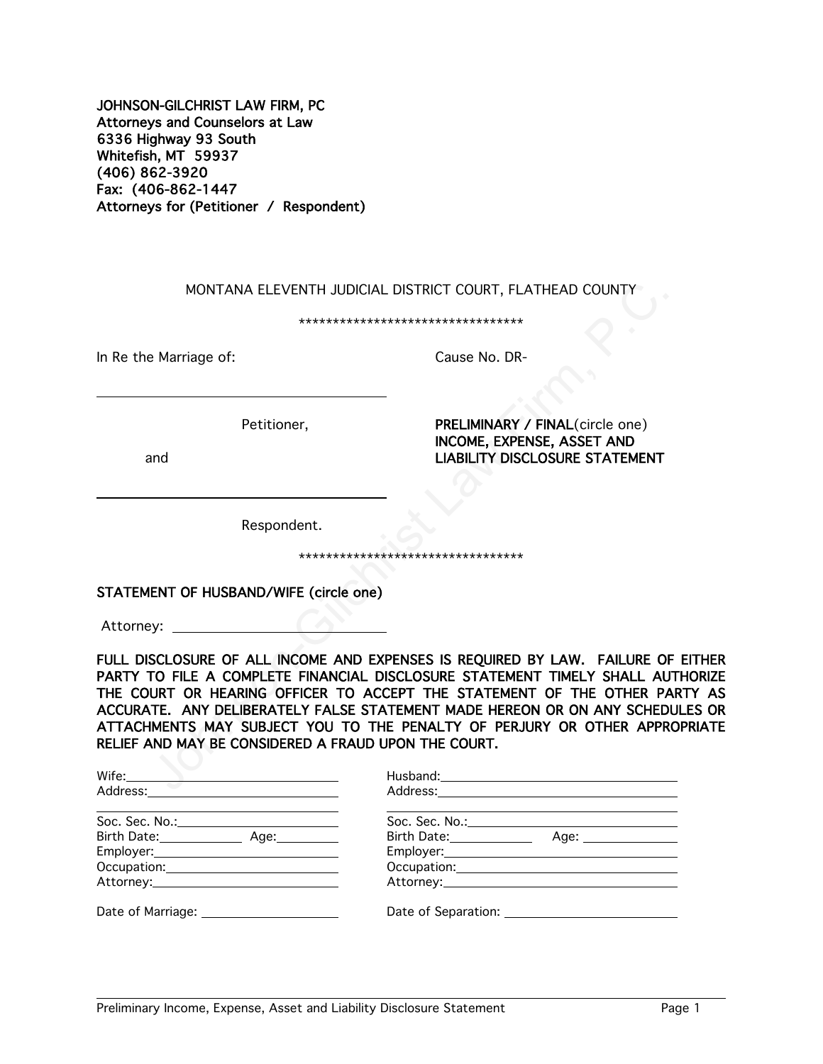**JOHNSON-GILCHRIST LAW FIRM, PC**
**Attorneys and Counselors at Law**
**6336 Highway 93 South**
**Whitefish, MT 59937**
**(406) 862-3920**
**Fax: (406-862-1447**
**Attorneys for (Petitioner / Respondent)**

MONTANA ELEVENTH JUDICIAL DISTRICT COURT, FLATHEAD COUNTY

\*\*\*\*\*\*\*\*\*\*\*\*\*\*\*\*\*\*\*\*\*\*\*\*\*\*\*\*\*\*\*\*\*\*

In Re the Marriage of: Cause No. DR-

______________________________

Petitioner,

and

______________________________

Respondent.

**PRELIMINARY / FINAL**(circle one)
**INCOME, EXPENSE, ASSET AND LIABILITY DISCLOSURE STATEMENT**

\*\*\*\*\*\*\*\*\*\*\*\*\*\*\*\*\*\*\*\*\*\*\*\*\*\*\*\*\*\*\*\*\*\*

**STATEMENT OF HUSBAND/WIFE (circle one)**

Attorney: ______________________

**FULL DISCLOSURE OF ALL INCOME AND EXPENSES IS REQUIRED BY LAW. FAILURE OF EITHER PARTY TO FILE A COMPLETE FINANCIAL DISCLOSURE STATEMENT TIMELY SHALL AUTHORIZE THE COURT OR HEARING OFFICER TO ACCEPT THE STATEMENT OF THE OTHER PARTY AS ACCURATE. ANY DELIBERATELY FALSE STATEMENT MADE HEREON OR ON ANY SCHEDULES OR ATTACHMENTS MAY SUBJECT YOU TO THE PENALTY OF PERJURY OR OTHER APPROPRIATE RELIEF AND MAY BE CONSIDERED A FRAUD UPON THE COURT.**

| | |
|---|---|
| Wife: | Husband: |
| Address: | Address: |
| | |
| Soc. Sec. No.: | Soc. Sec. No.: |
| Birth Date: Age: | Birth Date: Age: |
| Employer: | Employer: |
| Occupation: | Occupation: |
| Attorney: | Attorney: |
| Date of Marriage: | Date of Separation: |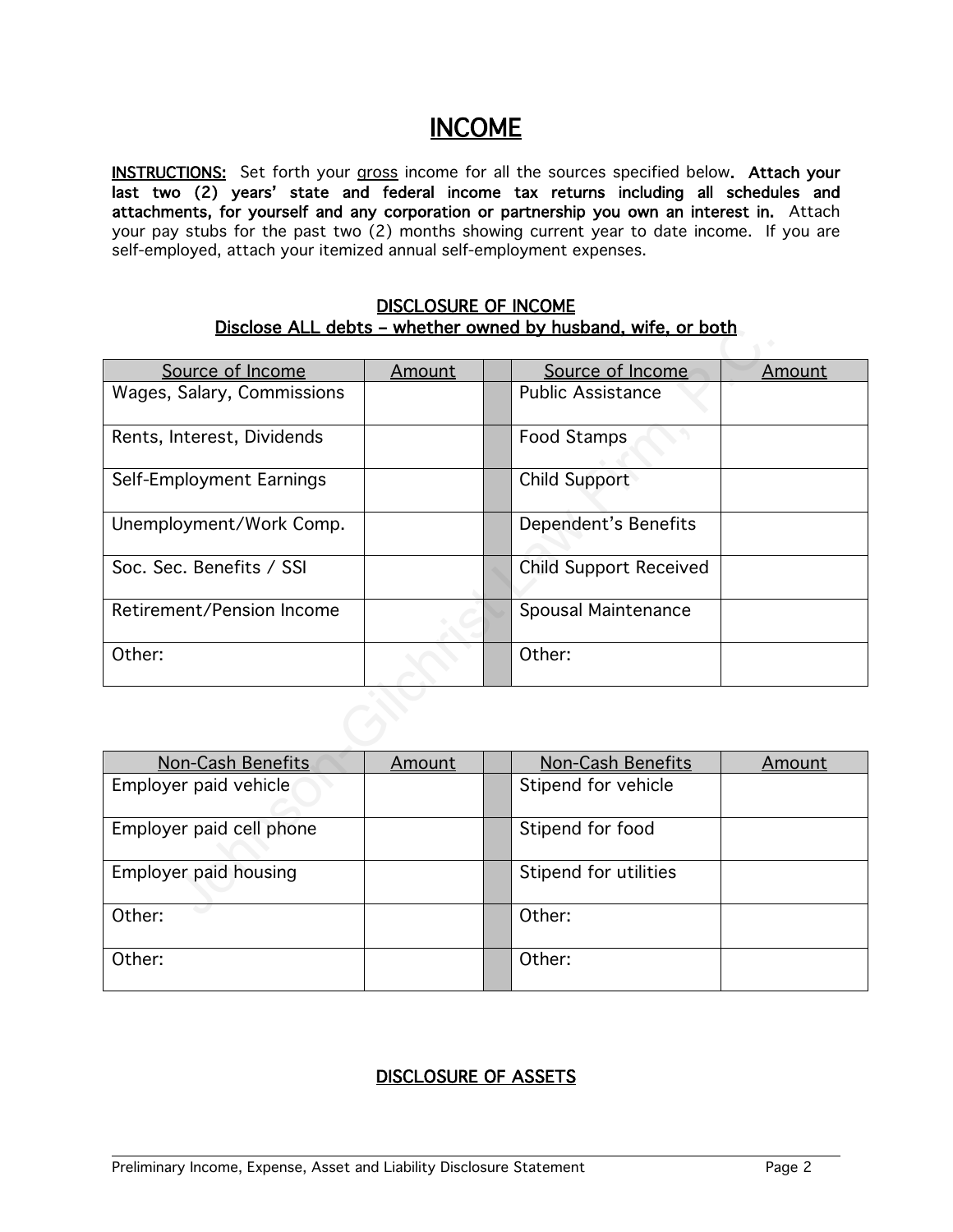# INCOME

**INSTRUCTIONS:** Set forth your gross income for all the sources specified below. **Attach your last two (2) years' state and federal income tax returns including all schedules and attachments, for yourself and any corporation or partnership you own an interest in.** Attach your pay stubs for the past two (2) months showing current year to date income. If you are self-employed, attach your itemized annual self-employment expenses.

## DISCLOSURE OF INCOME

**Disclose ALL debts – whether owned by husband, wife, or both**

| Source of Income | Amount | | Source of Income | Amount |
|---|---|---|---|---|
| Wages, Salary, Commissions | | | Public Assistance | |
| Rents, Interest, Dividends | | | Food Stamps | |
| Self-Employment Earnings | | | Child Support | |
| Unemployment/Work Comp. | | | Dependent's Benefits | |
| Soc. Sec. Benefits / SSI | | | Child Support Received | |
| Retirement/Pension Income | | | Spousal Maintenance | |
| Other: | | | Other: | |

| Non-Cash Benefits | Amount | | Non-Cash Benefits | Amount |
|---|---|---|---|---|
| Employer paid vehicle | | | Stipend for vehicle | |
| Employer paid cell phone | | | Stipend for food | |
| Employer paid housing | | | Stipend for utilities | |
| Other: | | | Other: | |
| Other: | | | Other: | |

## DISCLOSURE OF ASSETS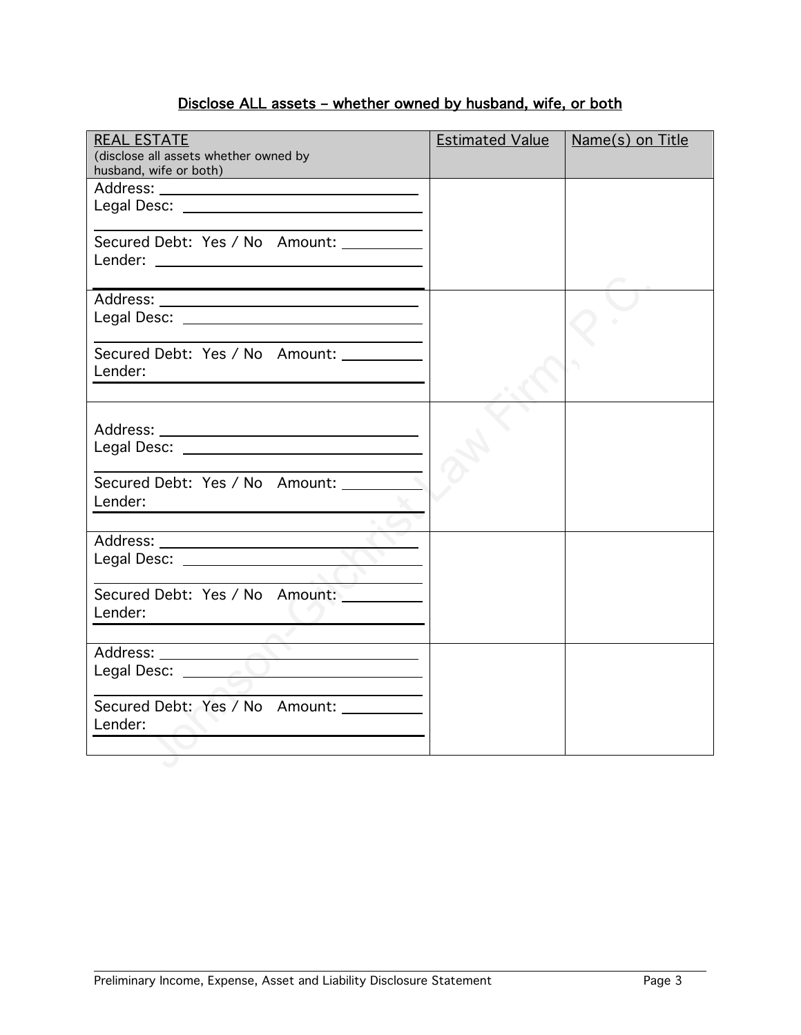Disclose ALL assets – whether owned by husband, wife, or both

| REAL ESTATE (disclose all assets whether owned by husband, wife or both) | Estimated Value | Name(s) on Title |
|---|---|---|
| Address: ______________ <br> Legal Desc: ______________ <br> ______________ <br> Secured Debt: Yes / No Amount: ________ <br> Lender: ______________ | | |
| Address: ______________ <br> Legal Desc: ______________ <br> ______________ <br> Secured Debt: Yes / No Amount: ________ <br> Lender: ______________ | | |
| Address: ______________ <br> Legal Desc: ______________ <br> ______________ <br> Secured Debt: Yes / No Amount: ________ <br> Lender: ______________ | | |
| Address: ______________ <br> Legal Desc: ______________ <br> ______________ <br> Secured Debt: Yes / No Amount: ________ <br> Lender: ______________ | | |
| Address: ______________ <br> Legal Desc: ______________ <br> ______________ <br> Secured Debt: Yes / No Amount: ________ <br> Lender: ______________ | | |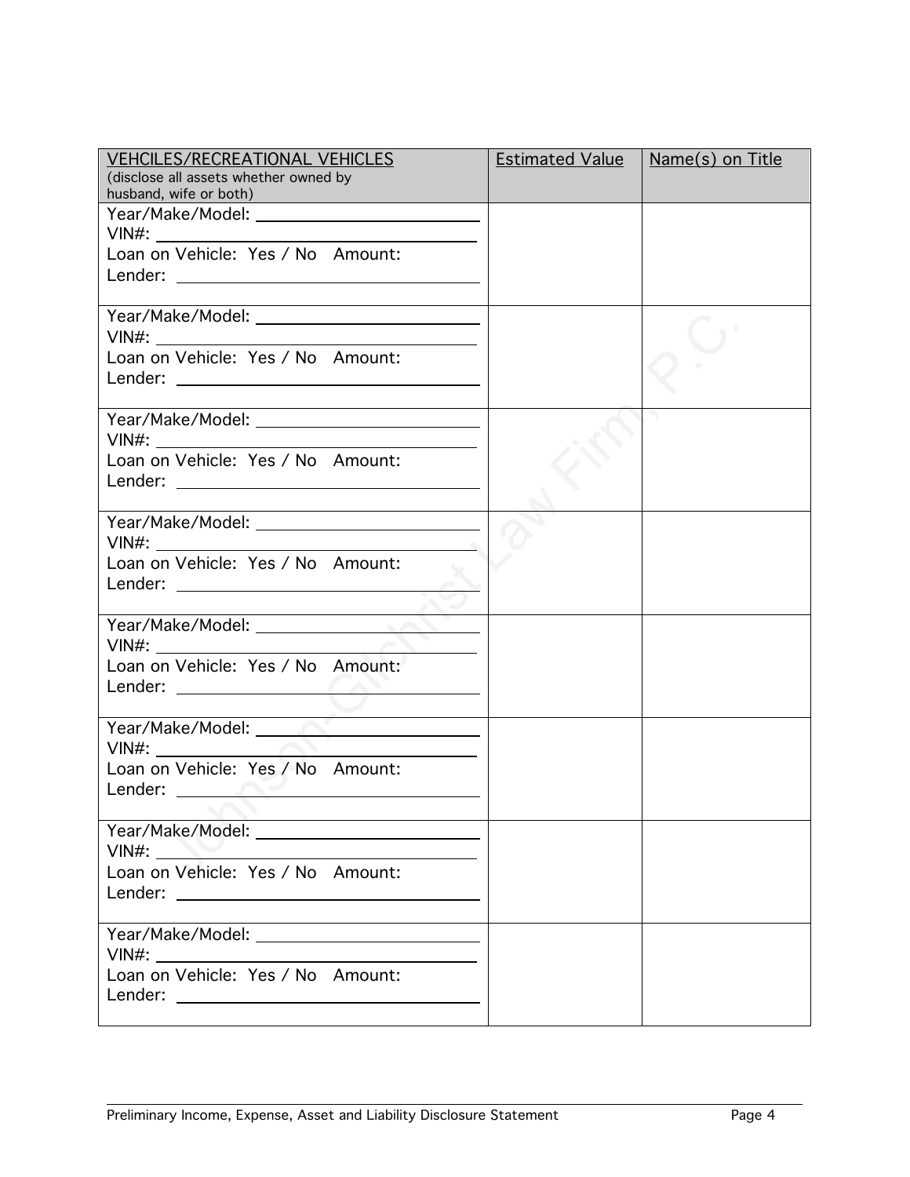| VEHCILES/RECREATIONAL VEHICLES (disclose all assets whether owned by husband, wife or both) | Estimated Value | Name(s) on Title |
|---|---|---|
| Year/Make/Model: ______________ VIN#: ______________ Loan on Vehicle: Yes / No Amount: Lender: ______________ | | |
| Year/Make/Model: ______________ VIN#: ______________ Loan on Vehicle: Yes / No Amount: Lender: ______________ | | |
| Year/Make/Model: ______________ VIN#: ______________ Loan on Vehicle: Yes / No Amount: Lender: ______________ | | |
| Year/Make/Model: ______________ VIN#: ______________ Loan on Vehicle: Yes / No Amount: Lender: ______________ | | |
| Year/Make/Model: ______________ VIN#: ______________ Loan on Vehicle: Yes / No Amount: Lender: ______________ | | |
| Year/Make/Model: ______________ VIN#: ______________ Loan on Vehicle: Yes / No Amount: Lender: ______________ | | |
| Year/Make/Model: ______________ VIN#: ______________ Loan on Vehicle: Yes / No Amount: Lender: ______________ | | |
| Year/Make/Model: ______________ VIN#: ______________ Loan on Vehicle: Yes / No Amount: Lender: ______________ | | |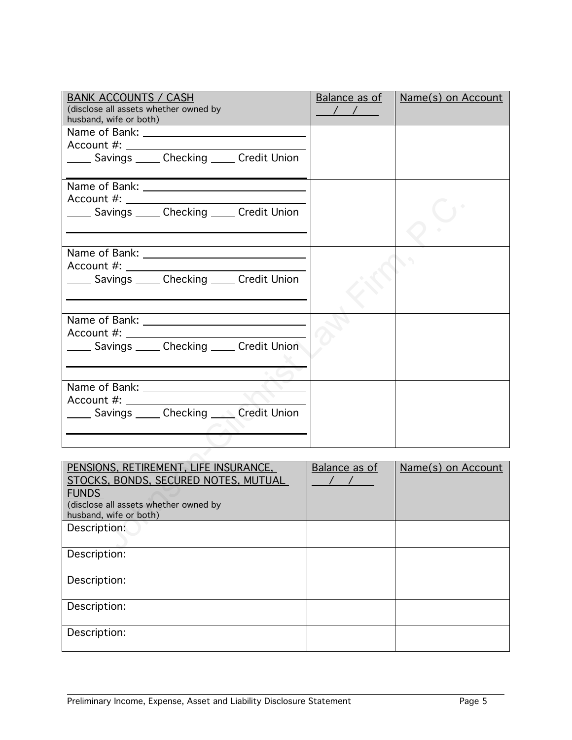| BANK ACCOUNTS / CASH (disclose all assets whether owned by husband, wife or both) | Balance as of ___/___/___ | Name(s) on Account |
|---|---|---|
| Name of Bank: ____________<br>Account #: ____________<br>____ Savings ____ Checking ____ Credit Union<br>____________ | | |
| Name of Bank: ____________<br>Account #: ____________<br>____ Savings ____ Checking ____ Credit Union<br>____________ | | |
| Name of Bank: ____________<br>Account #: ____________<br>____ Savings ____ Checking ____ Credit Union<br>____________ | | |
| Name of Bank: ____________<br>Account #: ____________<br>____ Savings ____ Checking ____ Credit Union<br>____________ | | |
| Name of Bank: ____________<br>Account #: ____________<br>____ Savings ____ Checking ____ Credit Union<br>____________ | | |

| PENSIONS, RETIREMENT, LIFE INSURANCE, STOCKS, BONDS, SECURED NOTES, MUTUAL FUNDS (disclose all assets whether owned by husband, wife or both) | Balance as of ___/___/___ | Name(s) on Account |
|---|---|---|
| Description: | | |
| Description: | | |
| Description: | | |
| Description: | | |
| Description: | | |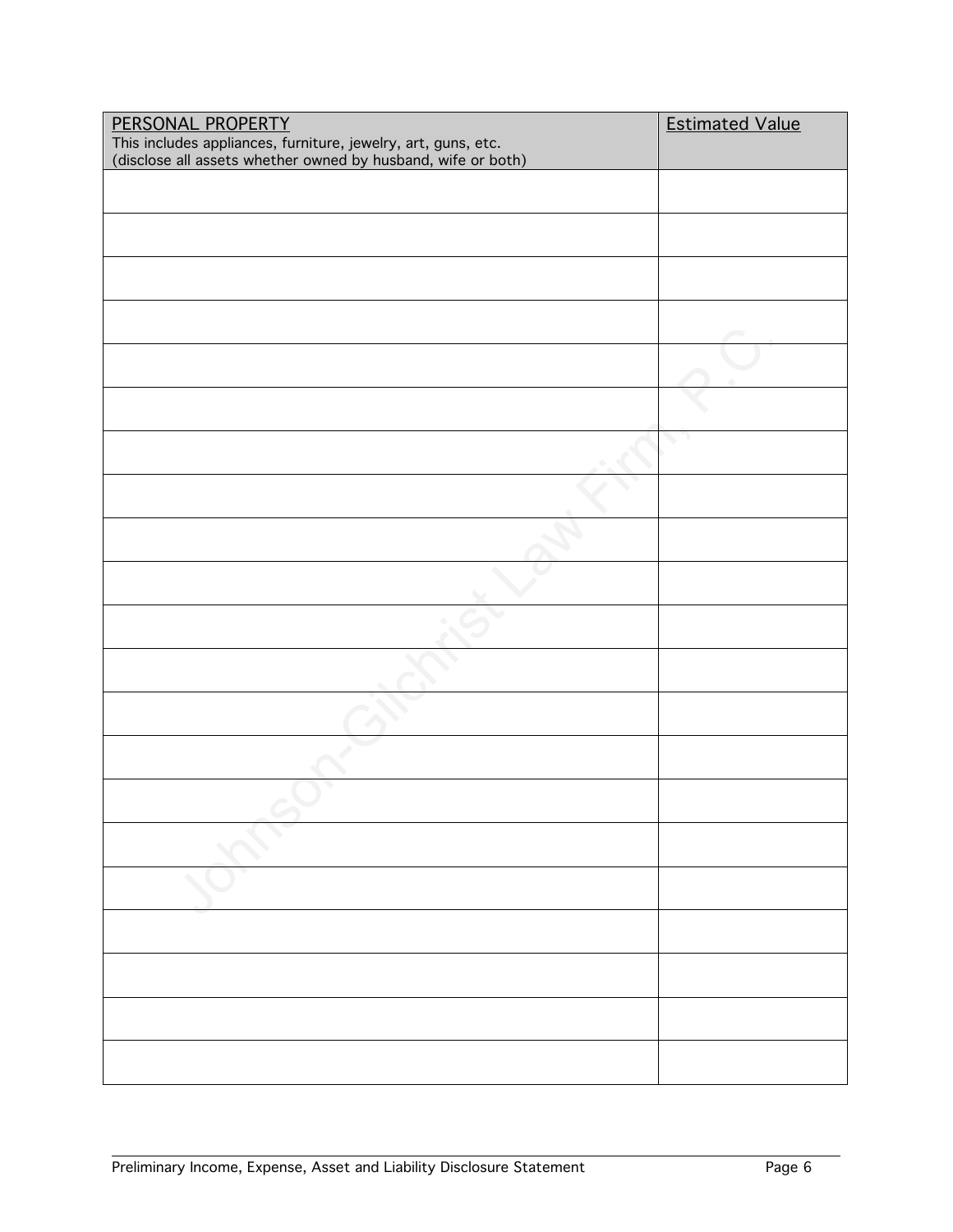| PERSONAL PROPERTY<br>This includes appliances, furniture, jewelry, art, guns, etc.<br>(disclose all assets whether owned by husband, wife or both) | Estimated Value |
|---|---|
| | |
| | |
| | |
| | |
| | |
| | |
| | |
| | |
| | |
| | |
| | |
| | |
| | |
| | |
| | |
| | |
| | |
| | |
| | |
| | |
| | |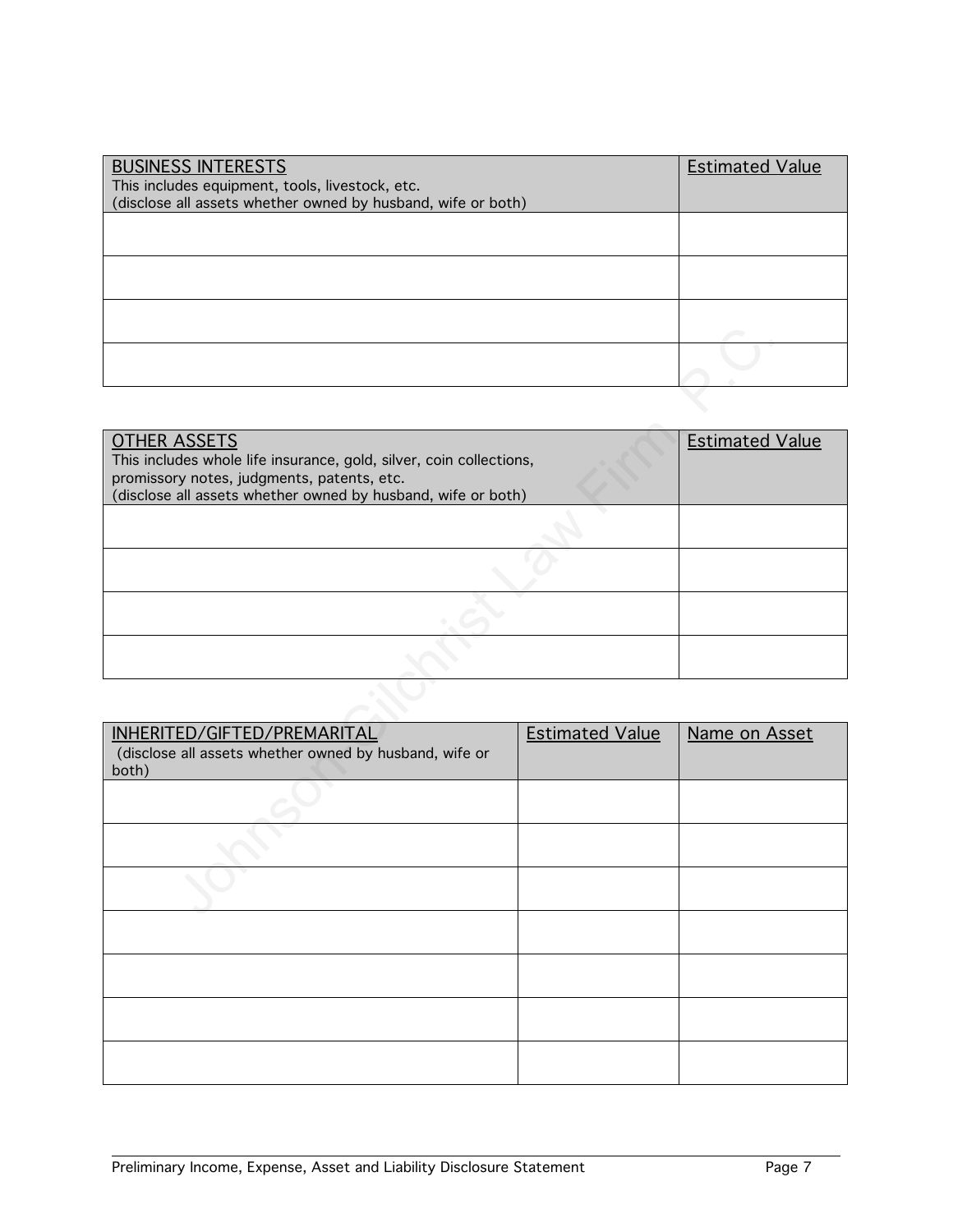| BUSINESS INTERESTS<br>This includes equipment, tools, livestock, etc.<br>(disclose all assets whether owned by husband, wife or both) | Estimated Value |
| --- | --- |
| | |
| | |
| | |
| | |

| OTHER ASSETS<br>This includes whole life insurance, gold, silver, coin collections, promissory notes, judgments, patents, etc.<br>(disclose all assets whether owned by husband, wife or both) | Estimated Value |
| --- | --- |
| | |
| | |
| | |
| | |

| INHERITED/GIFTED/PREMARITAL<br>(disclose all assets whether owned by husband, wife or both) | Estimated Value | Name on Asset |
| --- | --- | --- |
| | | |
| | | |
| | | |
| | | |
| | | |
| | | |
| | | |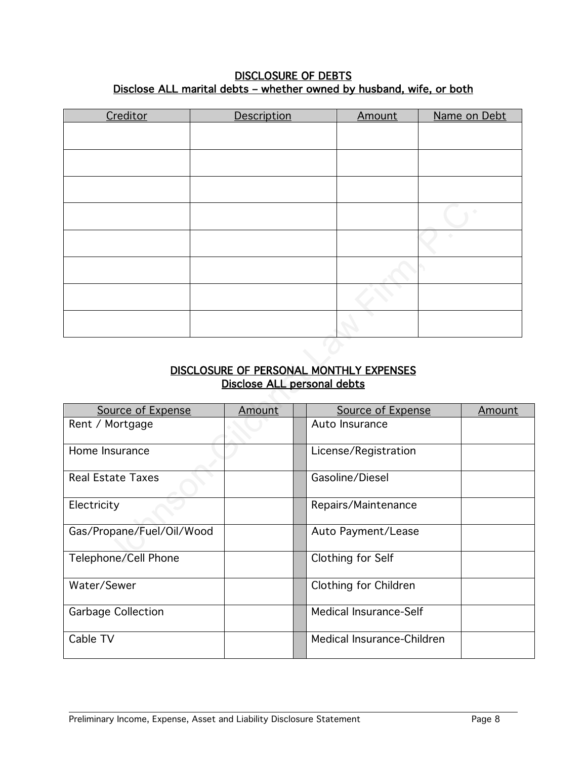## DISCLOSURE OF DEBTS

### Disclose ALL marital debts – whether owned by husband, wife, or both

| Creditor | Description | Amount | Name on Debt |
|---|---|---|---|
| | | | |
| | | | |
| | | | |
| | | | |
| | | | |
| | | | |
| | | | |
| | | | |

## DISCLOSURE OF PERSONAL MONTHLY EXPENSES

### Disclose ALL personal debts

| Source of Expense | Amount | | Source of Expense | Amount |
|---|---|---|---|---|
| Rent / Mortgage | | | Auto Insurance | |
| Home Insurance | | | License/Registration | |
| Real Estate Taxes | | | Gasoline/Diesel | |
| Electricity | | | Repairs/Maintenance | |
| Gas/Propane/Fuel/Oil/Wood | | | Auto Payment/Lease | |
| Telephone/Cell Phone | | | Clothing for Self | |
| Water/Sewer | | | Clothing for Children | |
| Garbage Collection | | | Medical Insurance-Self | |
| Cable TV | | | Medical Insurance-Children | |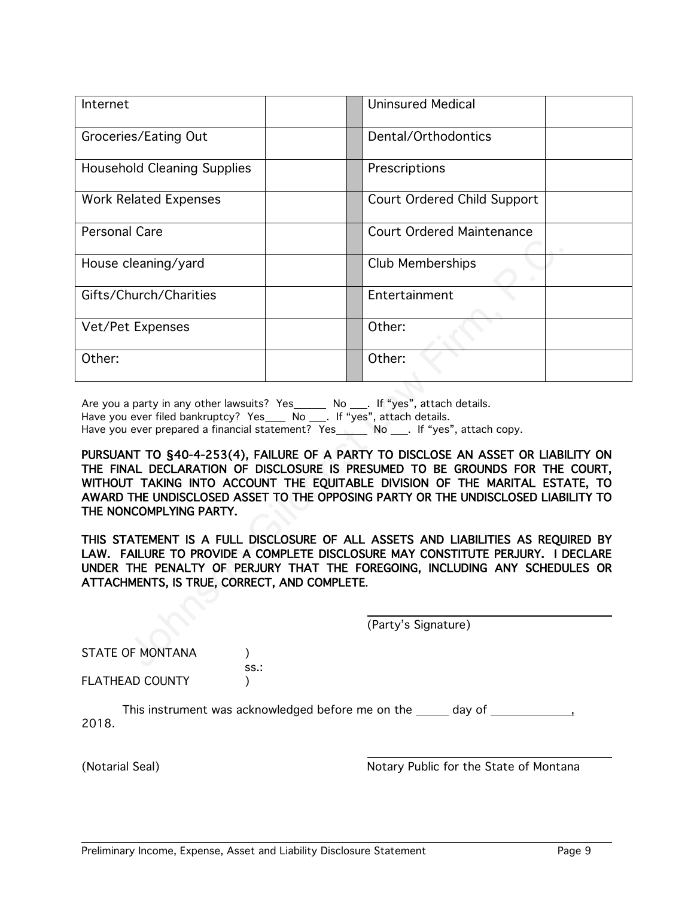| | | | | |
|---|---|---|---|---|
| Internet | | | Uninsured Medical | |
| Groceries/Eating Out | | | Dental/Orthodontics | |
| Household Cleaning Supplies | | | Prescriptions | |
| Work Related Expenses | | | Court Ordered Child Support | |
| Personal Care | | | Court Ordered Maintenance | |
| House cleaning/yard | | | Club Memberships | |
| Gifts/Church/Charities | | | Entertainment | |
| Vet/Pet Expenses | | | Other: | |
| Other: | | | Other: | |

Are you a party in any other lawsuits? Yes_____ No ___. If "yes", attach details.
Have you ever filed bankruptcy? Yes___ No ___. If "yes", attach details.
Have you ever prepared a financial statement? Yes_____ No ___. If "yes", attach copy.

**PURSUANT TO §40-4-253(4), FAILURE OF A PARTY TO DISCLOSE AN ASSET OR LIABILITY ON THE FINAL DECLARATION OF DISCLOSURE IS PRESUMED TO BE GROUNDS FOR THE COURT, WITHOUT TAKING INTO ACCOUNT THE EQUITABLE DIVISION OF THE MARITAL ESTATE, TO AWARD THE UNDISCLOSED ASSET TO THE OPPOSING PARTY OR THE UNDISCLOSED LIABILITY TO THE NONCOMPLYING PARTY.**

**THIS STATEMENT IS A FULL DISCLOSURE OF ALL ASSETS AND LIABILITIES AS REQUIRED BY LAW. FAILURE TO PROVIDE A COMPLETE DISCLOSURE MAY CONSTITUTE PERJURY. I DECLARE UNDER THE PENALTY OF PERJURY THAT THE FOREGOING, INCLUDING ANY SCHEDULES OR ATTACHMENTS, IS TRUE, CORRECT, AND COMPLETE.**

______________________________
(Party's Signature)

STATE OF MONTANA )
ss.:
FLATHEAD COUNTY )

This instrument was acknowledged before me on the _____ day of ____________, 2018.

(Notarial Seal)

______________________________
Notary Public for the State of Montana